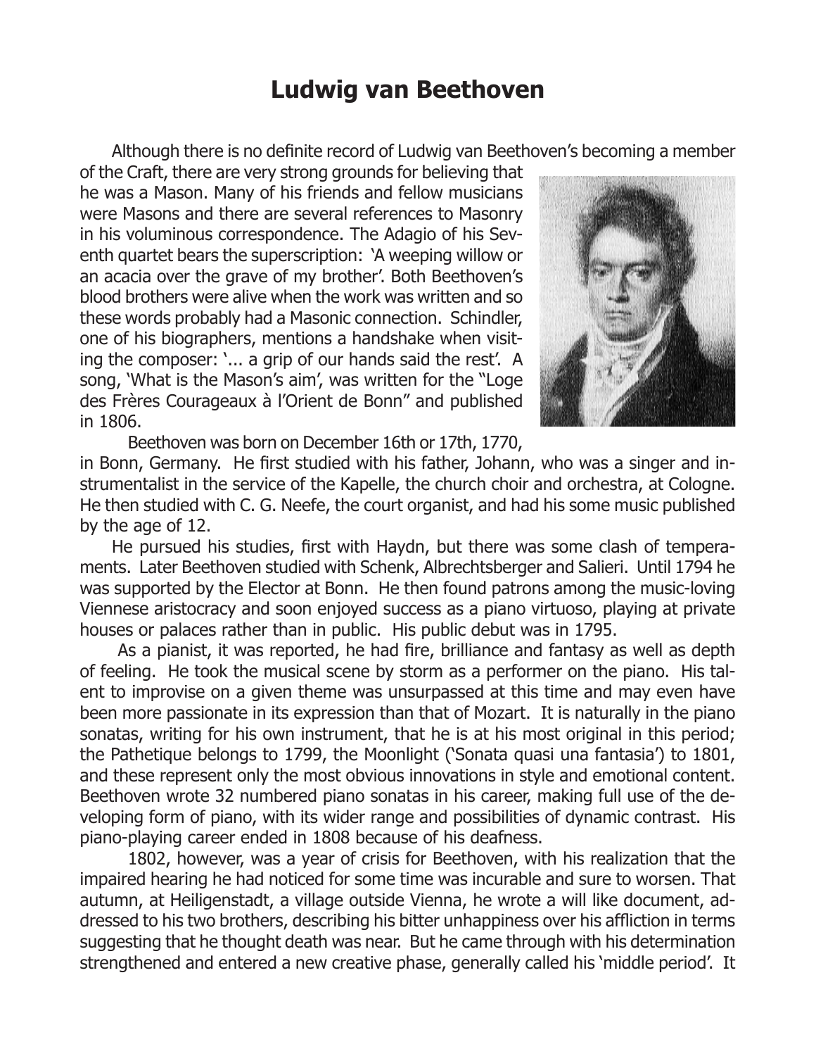# Ludwig van Beethoven

Although there is no definite record of Ludwig van Beethoven's becoming a member of the Craft, there are very strong grounds for believing that he was a Mason. Many of his friends and fellow musicians were Masons and there are several references to Masonry in his voluminous correspondence. The Adagio of his Seventh quartet bears the superscription: 'A weeping willow or an acacia over the grave of my brother'. Both Beethoven's blood brothers were alive when the work was written and so these words probably had a Masonic connection. Schindler, one of his biographers, mentions a handshake when visiting the composer: '... a grip of our hands said the rest'. A song, 'What is the Mason's aim', was written for the "Loge des Frères Courageaux à l'Orient de Bonn" and published in 1806.

Beethoven was born on December 16th or 17th, 1770, in Bonn, Germany. He first studied with his father, Johann, who was a singer and instrumentalist in the service of the Kapelle, the church choir and orchestra, at Cologne. He then studied with C. G. Neefe, the court organist, and had his some music published by the age of 12.

He pursued his studies, first with Haydn, but there was some clash of temperaments. Later Beethoven studied with Schenk, Albrechtsberger and Salieri. Until 1794 he was supported by the Elector at Bonn. He then found patrons among the music-loving Viennese aristocracy and soon enjoyed success as a piano virtuoso, playing at private houses or palaces rather than in public. His public debut was in 1795.

As a pianist, it was reported, he had fire, brilliance and fantasy as well as depth of feeling. He took the musical scene by storm as a performer on the piano. His talent to improvise on a given theme was unsurpassed at this time and may even have been more passionate in its expression than that of Mozart. It is naturally in the piano sonatas, writing for his own instrument, that he is at his most original in this period; the Pathetique belongs to 1799, the Moonlight ('Sonata quasi una fantasia') to 1801, and these represent only the most obvious innovations in style and emotional content. Beethoven wrote 32 numbered piano sonatas in his career, making full use of the developing form of piano, with its wider range and possibilities of dynamic contrast. His piano-playing career ended in 1808 because of his deafness.

1802, however, was a year of crisis for Beethoven, with his realization that the impaired hearing he had noticed for some time was incurable and sure to worsen. That autumn, at Heiligenstadt, a village outside Vienna, he wrote a will like document, addressed to his two brothers, describing his bitter unhappiness over his affliction in terms suggesting that he thought death was near. But he came through with his determination strengthened and entered a new creative phase, generally called his 'middle period'. It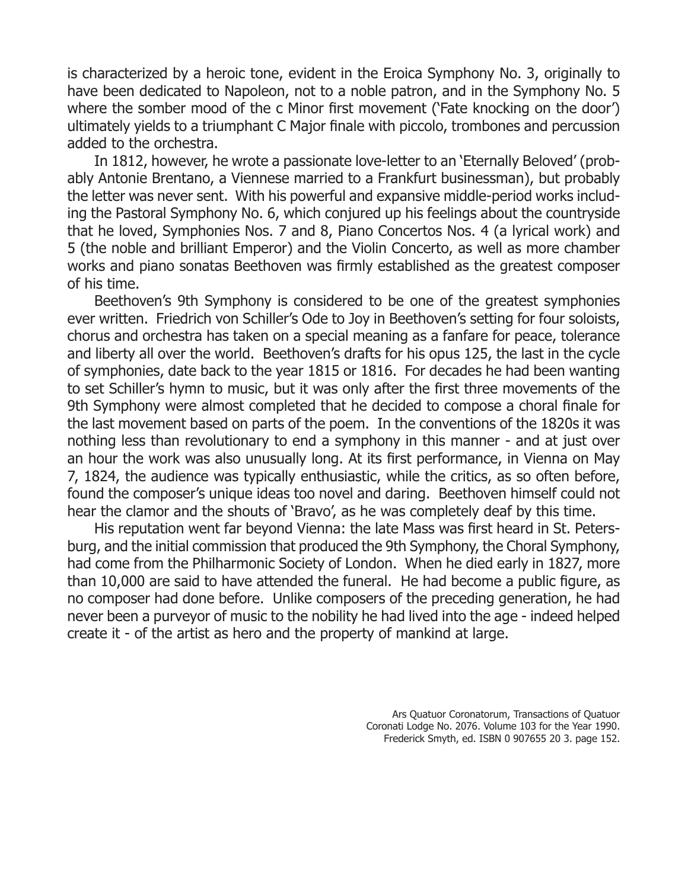is characterized by a heroic tone, evident in the Eroica Symphony No. 3, originally to have been dedicated to Napoleon, not to a noble patron, and in the Symphony No. 5 where the somber mood of the c Minor first movement ('Fate knocking on the door') ultimately yields to a triumphant C Major finale with piccolo, trombones and percussion added to the orchestra.

In 1812, however, he wrote a passionate love-letter to an 'Eternally Beloved' (probably Antonie Brentano, a Viennese married to a Frankfurt businessman), but probably the letter was never sent. With his powerful and expansive middle-period works including the Pastoral Symphony No. 6, which conjured up his feelings about the countryside that he loved, Symphonies Nos. 7 and 8, Piano Concertos Nos. 4 (a lyrical work) and 5 (the noble and brilliant Emperor) and the Violin Concerto, as well as more chamber works and piano sonatas Beethoven was firmly established as the greatest composer of his time.

Beethoven's 9th Symphony is considered to be one of the greatest symphonies ever written. Friedrich von Schiller's Ode to Joy in Beethoven's setting for four soloists, chorus and orchestra has taken on a special meaning as a fanfare for peace, tolerance and liberty all over the world. Beethoven's drafts for his opus 125, the last in the cycle of symphonies, date back to the year 1815 or 1816. For decades he had been wanting to set Schiller's hymn to music, but it was only after the first three movements of the 9th Symphony were almost completed that he decided to compose a choral finale for the last movement based on parts of the poem. In the conventions of the 1820s it was nothing less than revolutionary to end a symphony in this manner - and at just over an hour the work was also unusually long. At its first performance, in Vienna on May 7, 1824, the audience was typically enthusiastic, while the critics, as so often before, found the composer's unique ideas too novel and daring. Beethoven himself could not hear the clamor and the shouts of 'Bravo', as he was completely deaf by this time.

His reputation went far beyond Vienna: the late Mass was first heard in St. Petersburg, and the initial commission that produced the 9th Symphony, the Choral Symphony, had come from the Philharmonic Society of London. When he died early in 1827, more than 10,000 are said to have attended the funeral. He had become a public figure, as no composer had done before. Unlike composers of the preceding generation, he had never been a purveyor of music to the nobility he had lived into the age - indeed helped create it - of the artist as hero and the property of mankind at large.

Ars Quatuor Coronatorum, Transactions of Quatuor Coronati Lodge No. 2076. Volume 103 for the Year 1990. Frederick Smyth, ed. ISBN 0 907655 20 3. page 152.